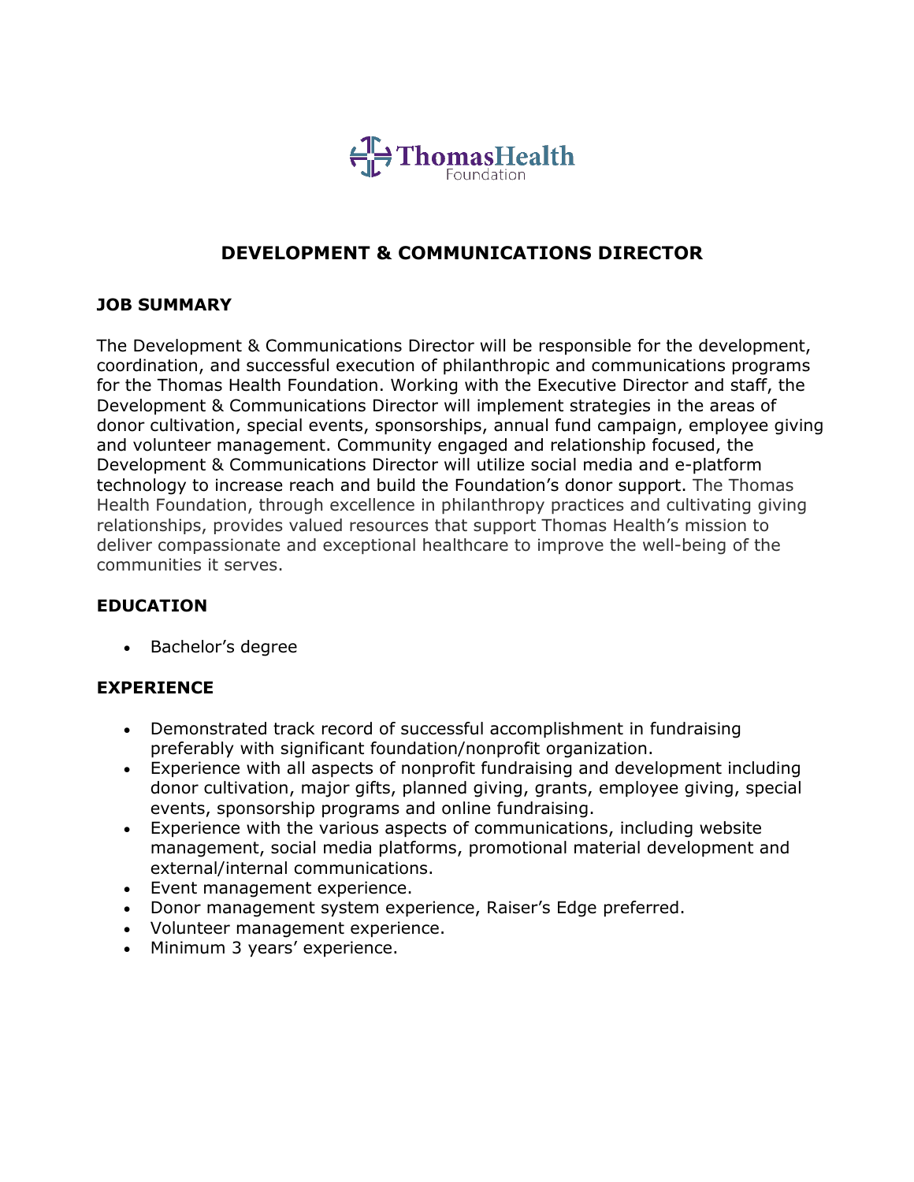ThomasHealth Foundation

# DEVELOPMENT & COMMUNICATIONS DIRECTOR

## JOB SUMMARY

The Development & Communications Director will be responsible for the development, coordination, and successful execution of philanthropic and communications programs for the Thomas Health Foundation. Working with the Executive Director and staff, the Development & Communications Director will implement strategies in the areas of donor cultivation, special events, sponsorships, annual fund campaign, employee giving and volunteer management. Community engaged and relationship focused, the Development & Communications Director will utilize social media and e-platform technology to increase reach and build the Foundation's donor support. The Thomas Health Foundation, through excellence in philanthropy practices and cultivating giving relationships, provides valued resources that support Thomas Health's mission to deliver compassionate and exceptional healthcare to improve the well-being of the communities it serves.

## EDUCATION

- Bachelor's degree

## EXPERIENCE

- Demonstrated track record of successful accomplishment in fundraising preferably with significant foundation/nonprofit organization.
- Experience with all aspects of nonprofit fundraising and development including donor cultivation, major gifts, planned giving, grants, employee giving, special events, sponsorship programs and online fundraising.
- Experience with the various aspects of communications, including website management, social media platforms, promotional material development and external/internal communications.
- Event management experience.
- Donor management system experience, Raiser's Edge preferred.
- Volunteer management experience.
- Minimum 3 years' experience.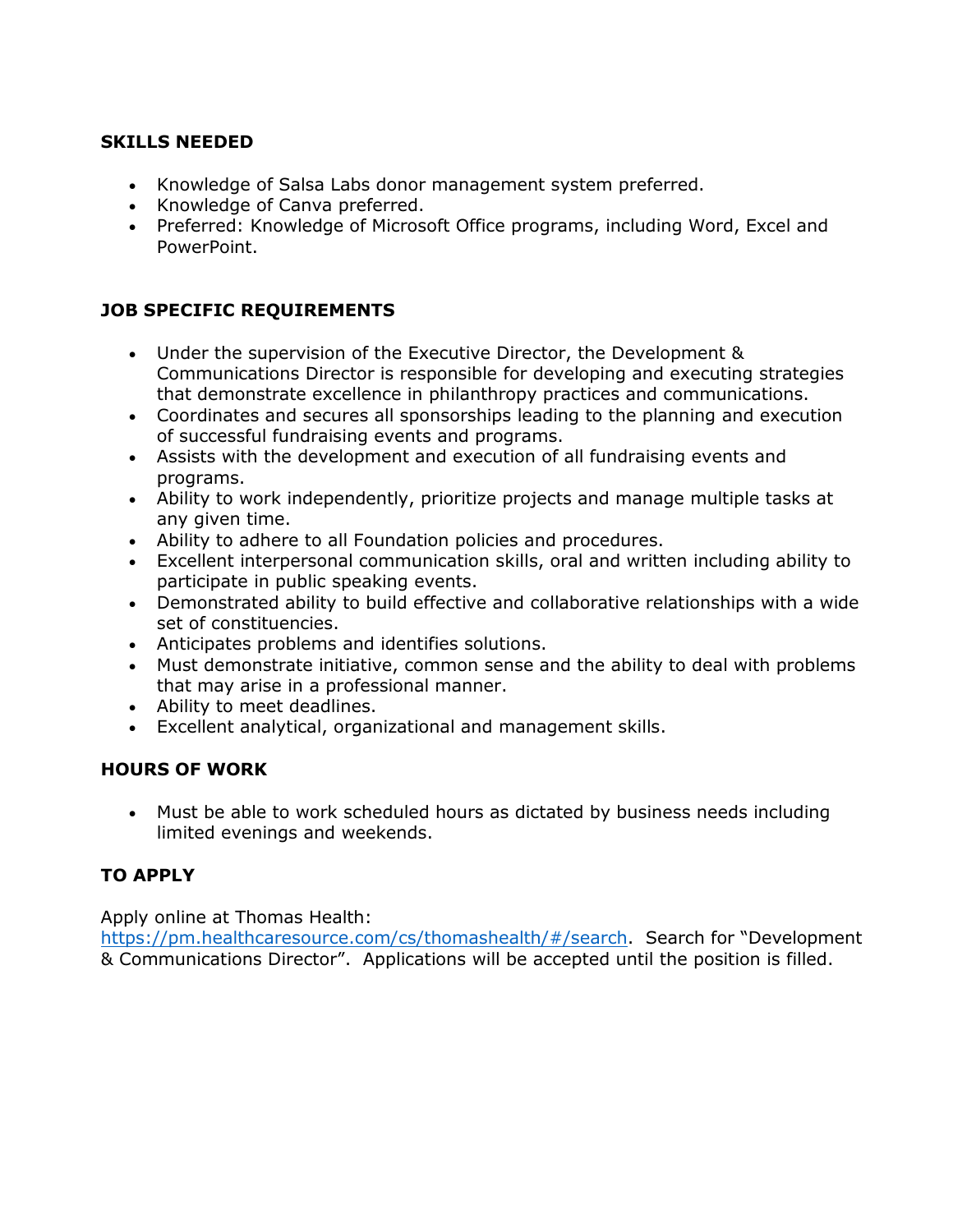**SKILLS NEEDED**

- Knowledge of Salsa Labs donor management system preferred.
- Knowledge of Canva preferred.
- Preferred: Knowledge of Microsoft Office programs, including Word, Excel and PowerPoint.

**JOB SPECIFIC REQUIREMENTS**

- Under the supervision of the Executive Director, the Development & Communications Director is responsible for developing and executing strategies that demonstrate excellence in philanthropy practices and communications.
- Coordinates and secures all sponsorships leading to the planning and execution of successful fundraising events and programs.
- Assists with the development and execution of all fundraising events and programs.
- Ability to work independently, prioritize projects and manage multiple tasks at any given time.
- Ability to adhere to all Foundation policies and procedures.
- Excellent interpersonal communication skills, oral and written including ability to participate in public speaking events.
- Demonstrated ability to build effective and collaborative relationships with a wide set of constituencies.
- Anticipates problems and identifies solutions.
- Must demonstrate initiative, common sense and the ability to deal with problems that may arise in a professional manner.
- Ability to meet deadlines.
- Excellent analytical, organizational and management skills.

**HOURS OF WORK**

- Must be able to work scheduled hours as dictated by business needs including limited evenings and weekends.

**TO APPLY**

Apply online at Thomas Health: https://pm.healthcaresource.com/cs/thomashealth/#/search. Search for "Development & Communications Director". Applications will be accepted until the position is filled.